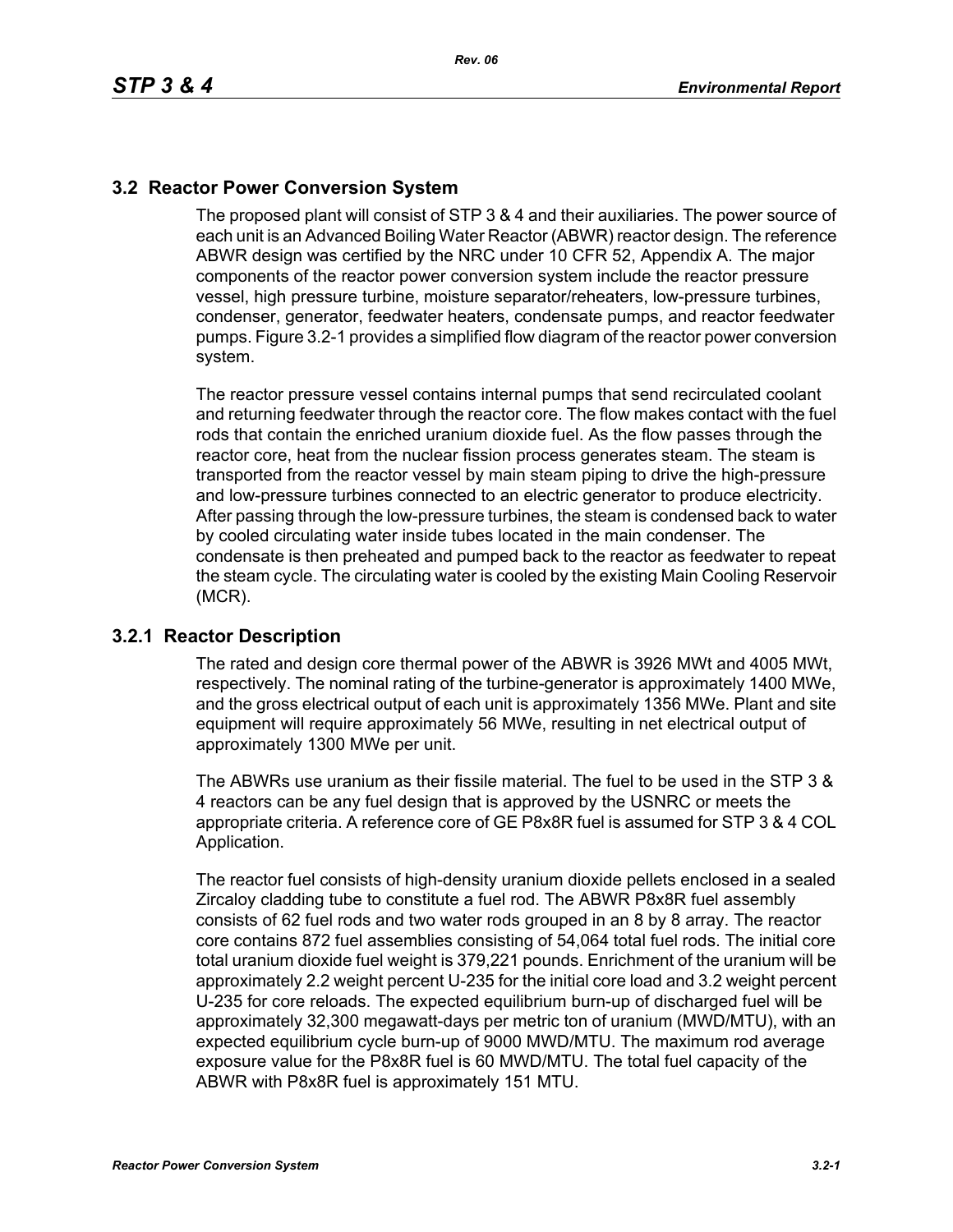## 3.2 Reactor Power Conversion System

The proposed plant will consist of STP 3 & 4 and their auxiliaries. The power source of each unit is an Advanced Boiling Water Reactor (ABWR) reactor design. The reference ABWR design was certified by the NRC under 10 CFR 52, Appendix A. The major components of the reactor power conversion system include the reactor pressure vessel, high pressure turbine, moisture separator/reheaters, low-pressure turbines, condenser, generator, feedwater heaters, condensate pumps, and reactor feedwater pumps. Figure 3.2-1 provides a simplified flow diagram of the reactor power conversion system.

The reactor pressure vessel contains internal pumps that send recirculated coolant and returning feedwater through the reactor core. The flow makes contact with the fuel rods that contain the enriched uranium dioxide fuel. As the flow passes through the reactor core, heat from the nuclear fission process generates steam. The steam is transported from the reactor vessel by main steam piping to drive the high-pressure and low-pressure turbines connected to an electric generator to produce electricity. After passing through the low-pressure turbines, the steam is condensed back to water by cooled circulating water inside tubes located in the main condenser. The condensate is then preheated and pumped back to the reactor as feedwater to repeat the steam cycle. The circulating water is cooled by the existing Main Cooling Reservoir (MCR).

### 3.2.1 Reactor Description

The rated and design core thermal power of the ABWR is 3926 MWt and 4005 MWt, respectively. The nominal rating of the turbine-generator is approximately 1400 MWe, and the gross electrical output of each unit is approximately 1356 MWe. Plant and site equipment will require approximately 56 MWe, resulting in net electrical output of approximately 1300 MWe per unit.

The ABWRs use uranium as their fissile material. The fuel to be used in the STP 3 & 4 reactors can be any fuel design that is approved by the USNRC or meets the appropriate criteria. A reference core of GE P8x8R fuel is assumed for STP 3 & 4 COL Application.

The reactor fuel consists of high-density uranium dioxide pellets enclosed in a sealed Zircaloy cladding tube to constitute a fuel rod. The ABWR P8x8R fuel assembly consists of 62 fuel rods and two water rods grouped in an 8 by 8 array. The reactor core contains 872 fuel assemblies consisting of 54,064 total fuel rods. The initial core total uranium dioxide fuel weight is 379,221 pounds. Enrichment of the uranium will be approximately 2.2 weight percent U-235 for the initial core load and 3.2 weight percent U-235 for core reloads. The expected equilibrium burn-up of discharged fuel will be approximately 32,300 megawatt-days per metric ton of uranium (MWD/MTU), with an expected equilibrium cycle burn-up of 9000 MWD/MTU. The maximum rod average exposure value for the P8x8R fuel is 60 MWD/MTU. The total fuel capacity of the ABWR with P8x8R fuel is approximately 151 MTU.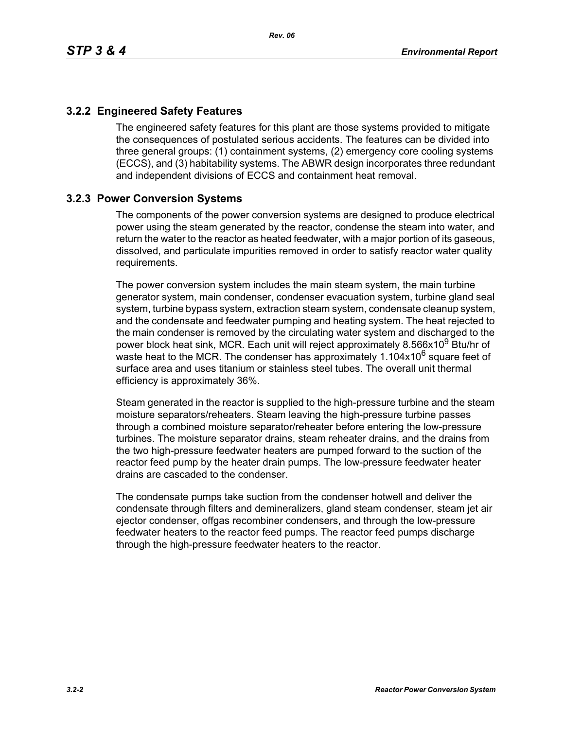### 3.2.2 Engineered Safety Features

The engineered safety features for this plant are those systems provided to mitigate the consequences of postulated serious accidents. The features can be divided into three general groups: (1) containment systems, (2) emergency core cooling systems (ECCS), and (3) habitability systems. The ABWR design incorporates three redundant and independent divisions of ECCS and containment heat removal.

### 3.2.3 Power Conversion Systems

The components of the power conversion systems are designed to produce electrical power using the steam generated by the reactor, condense the steam into water, and return the water to the reactor as heated feedwater, with a major portion of its gaseous, dissolved, and particulate impurities removed in order to satisfy reactor water quality requirements.

The power conversion system includes the main steam system, the main turbine generator system, main condenser, condenser evacuation system, turbine gland seal system, turbine bypass system, extraction steam system, condensate cleanup system, and the condensate and feedwater pumping and heating system. The heat rejected to the main condenser is removed by the circulating water system and discharged to the power block heat sink, MCR. Each unit will reject approximately $8.566 \times 10^9$ Btu/hr of waste heat to the MCR. The condenser has approximately $1.104 \times 10^6$ square feet of surface area and uses titanium or stainless steel tubes. The overall unit thermal efficiency is approximately 36%.

Steam generated in the reactor is supplied to the high-pressure turbine and the steam moisture separators/reheaters. Steam leaving the high-pressure turbine passes through a combined moisture separator/reheater before entering the low-pressure turbines. The moisture separator drains, steam reheater drains, and the drains from the two high-pressure feedwater heaters are pumped forward to the suction of the reactor feed pump by the heater drain pumps. The low-pressure feedwater heater drains are cascaded to the condenser.

The condensate pumps take suction from the condenser hotwell and deliver the condensate through filters and demineralizers, gland steam condenser, steam jet air ejector condenser, offgas recombiner condensers, and through the low-pressure feedwater heaters to the reactor feed pumps. The reactor feed pumps discharge through the high-pressure feedwater heaters to the reactor.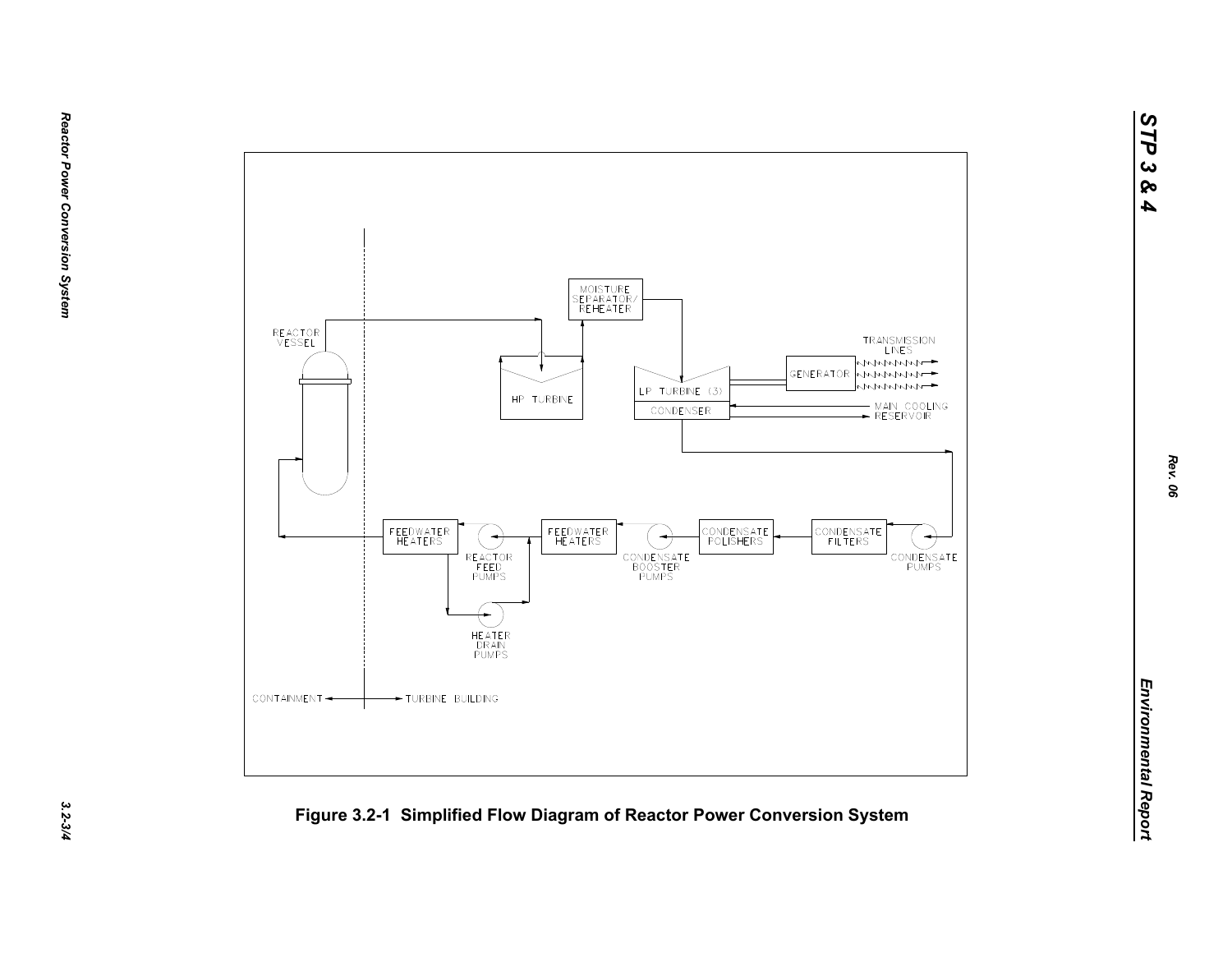REACTOR VESSEL

MOISTURE SEPARATOR/ REHEATER

HP TURBINE

LP TURBINE (3)

CONDENSER

GENERATOR

TRANSMISSION LINES

MAIN COOLING RESERVOIR

FEEDWATER HEATERS

REACTOR FEED PUMPS

HEATER DRAIN PUMPS

FEEDWATER HEATERS

CONDENSATE BOOSTER PUMPS

CONDENSATE POLISHERS

CONDENSATE FILTERS

CONDENSATE PUMPS

CONTAINMENT

TURBINE BUILDING

**Figure 3.2-1 Simplified Flow Diagram of Reactor Power Conversion System**